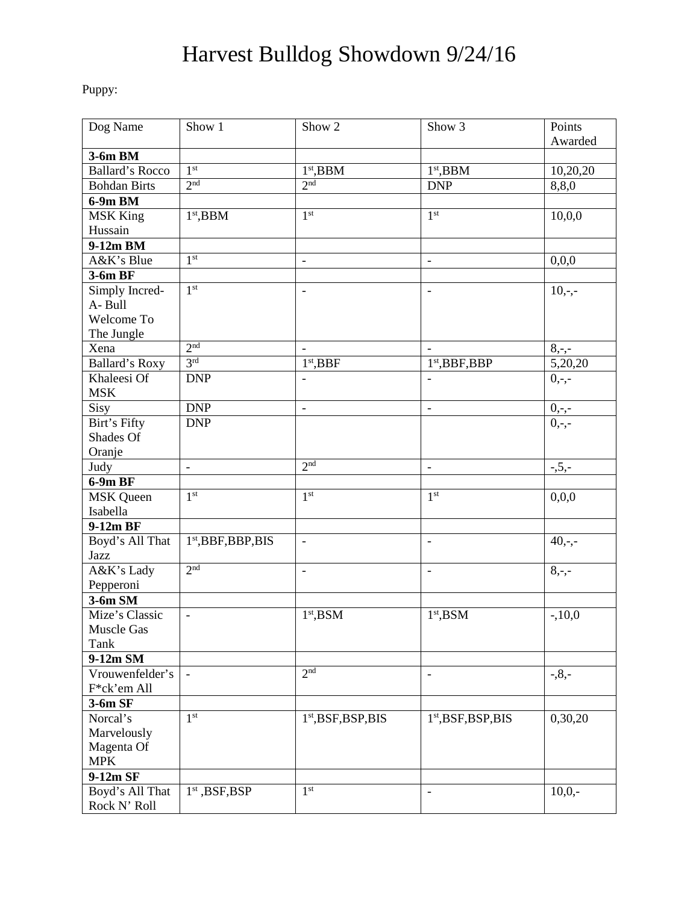# Harvest Bulldog Showdown 9/24/16

Puppy:

| Dog Name | Show 1 | Show 2 | Show 3 | Points Awarded |
|---|---|---|---|---|
| **3-6m BM** | | | | |
| Ballard's Rocco | 1st | 1st,BBM | 1st,BBM | 10,20,20 |
| Bohdan Birts | 2nd | 2nd | DNP | 8,8,0 |
| **6-9m BM** | | | | |
| MSK King Hussain | 1st,BBM | 1st | 1st | 10,0,0 |
| **9-12m BM** | | | | |
| A&K's Blue | 1st | - | - | 0,0,0 |
| **3-6m BF** | | | | |
| Simply Incred-A- Bull Welcome To The Jungle | 1st | - | - | 10,-,- |
| Xena | 2nd | - | - | 8,-,- |
| Ballard's Roxy | 3rd | 1st,BBF | 1st,BBF,BBP | 5,20,20 |
| Khaleesi Of MSK | DNP | - | - | 0,-,- |
| Sisy | DNP | - | - | 0,-,- |
| Birt's Fifty Shades Of Oranje | DNP | | | 0,-,- |
| Judy | - | 2nd | - | -,5,- |
| **6-9m BF** | | | | |
| MSK Queen Isabella | 1st | 1st | 1st | 0,0,0 |
| **9-12m BF** | | | | |
| Boyd's All That Jazz | 1st,BBF,BBP,BIS | - | - | 40,-,- |
| A&K's Lady Pepperoni | 2nd | - | - | 8,-,- |
| **3-6m SM** | | | | |
| Mize's Classic Muscle Gas Tank | - | 1st,BSM | 1st,BSM | -,10,0 |
| **9-12m SM** | | | | |
| Vrouwenfelder's F*ck'em All | - | 2nd | - | -,8,- |
| **3-6m SF** | | | | |
| Norcal's Marvelously Magenta Of MPK | 1st | 1st,BSF,BSP,BIS | 1st,BSF,BSP,BIS | 0,30,20 |
| **9-12m SF** | | | | |
| Boyd's All That Rock N' Roll | 1st ,BSF,BSP | 1st | - | 10,0,- |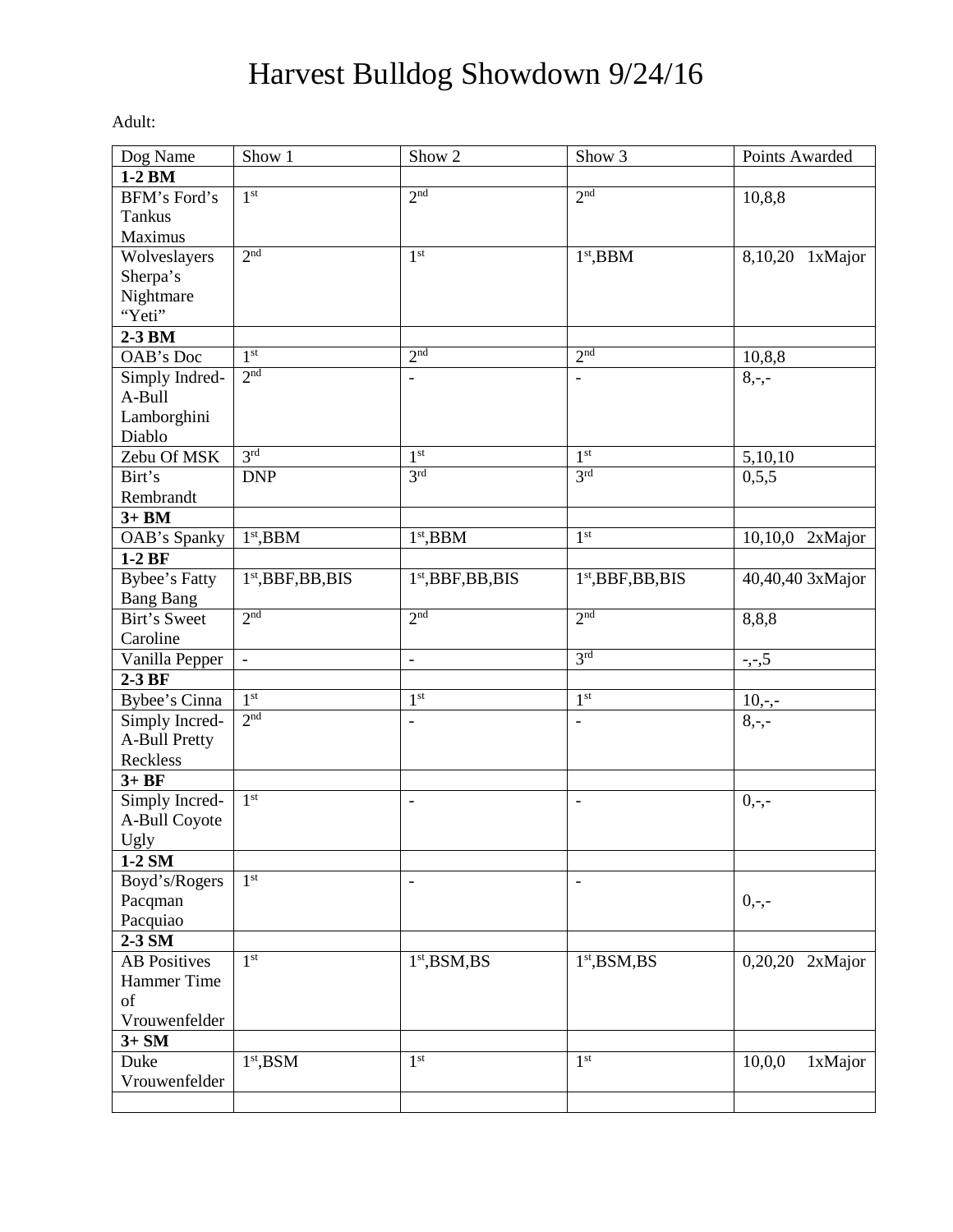# Harvest Bulldog Showdown 9/24/16

Adult:

| Dog Name | Show 1 | Show 2 | Show 3 | Points Awarded |
|---|---|---|---|---|
| **1-2 BM** | | | | |
| BFM's Ford's Tankus Maximus | 1st | 2nd | 2nd | 10,8,8 |
| Wolveslayers Sherpa's Nightmare "Yeti" | 2nd | 1st | 1st,BBM | 8,10,20 1xMajor |
| **2-3 BM** | | | | |
| OAB's Doc | 1st | 2nd | 2nd | 10,8,8 |
| Simply Indred-A-Bull Lamborghini Diablo | 2nd | - | - | 8,-,- |
| Zebu Of MSK | 3rd | 1st | 1st | 5,10,10 |
| Birt's Rembrandt | DNP | 3rd | 3rd | 0,5,5 |
| **3+ BM** | | | | |
| OAB's Spanky | 1st,BBM | 1st,BBM | 1st | 10,10,0 2xMajor |
| **1-2 BF** | | | | |
| Bybee's Fatty Bang Bang | 1st,BBF,BB,BIS | 1st,BBF,BB,BIS | 1st,BBF,BB,BIS | 40,40,40 3xMajor |
| Birt's Sweet Caroline | 2nd | 2nd | 2nd | 8,8,8 |
| Vanilla Pepper | - | - | 3rd | -,-,5 |
| **2-3 BF** | | | | |
| Bybee's Cinna | 1st | 1st | 1st | 10,-,- |
| Simply Incred-A-Bull Pretty Reckless | 2nd | - | - | 8,-,- |
| **3+ BF** | | | | |
| Simply Incred-A-Bull Coyote Ugly | 1st | - | - | 0,-,- |
| **1-2 SM** | | | | |
| Boyd's/Rogers Pacqman Pacquiao | 1st | - | - | 0,-,- |
| **2-3 SM** | | | | |
| AB Positives Hammer Time of Vrouwenfelder | 1st | 1st,BSM,BS | 1st,BSM,BS | 0,20,20 2xMajor |
| **3+ SM** | | | | |
| Duke Vrouwenfelder | 1st,BSM | 1st | 1st | 10,0,0 1xMajor |
| | | | | |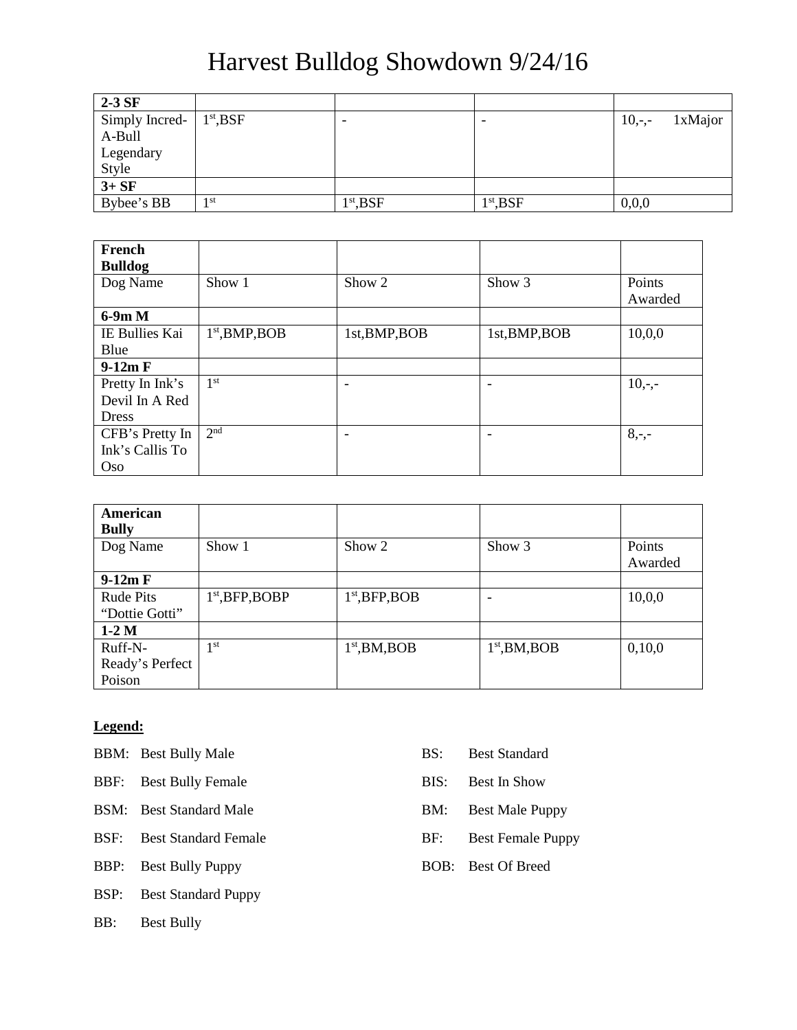# Harvest Bulldog Showdown 9/24/16

| | | | | |
|---|---|---|---|---|
| **2-3 SF** | | | | |
| Simply Incred-A-Bull Legendary Style | 1st,BSF | - | - | 10,-,- 1xMajor |
| **3+ SF** | | | | |
| Bybee's BB | 1st | 1st,BSF | 1st,BSF | 0,0,0 |

| **French Bulldog** | | | | |
|---|---|---|---|---|
| Dog Name | Show 1 | Show 2 | Show 3 | Points Awarded |
| **6-9m M** | | | | |
| IE Bullies Kai Blue | 1st,BMP,BOB | 1st,BMP,BOB | 1st,BMP,BOB | 10,0,0 |
| **9-12m F** | | | | |
| Pretty In Ink's Devil In A Red Dress | 1st | - | - | 10,-,- |
| CFB's Pretty In Ink's Callis To Oso | 2nd | - | - | 8,-,- |

| **American Bully** | | | | |
|---|---|---|---|---|
| Dog Name | Show 1 | Show 2 | Show 3 | Points Awarded |
| **9-12m F** | | | | |
| Rude Pits "Dottie Gotti" | 1st,BFP,BOBP | 1st,BFP,BOB | - | 10,0,0 |
| **1-2 M** | | | | |
| Ruff-N-Ready's Perfect Poison | 1st | 1st,BM,BOB | 1st,BM,BOB | 0,10,0 |

**Legend:**

BBM: Best Bully Male

BBF: Best Bully Female

BSM: Best Standard Male

BSF: Best Standard Female

BBP: Best Bully Puppy

BSP: Best Standard Puppy

BB: Best Bully

BS: Best Standard

BIS: Best In Show

BM: Best Male Puppy

BF: Best Female Puppy

BOB: Best Of Breed